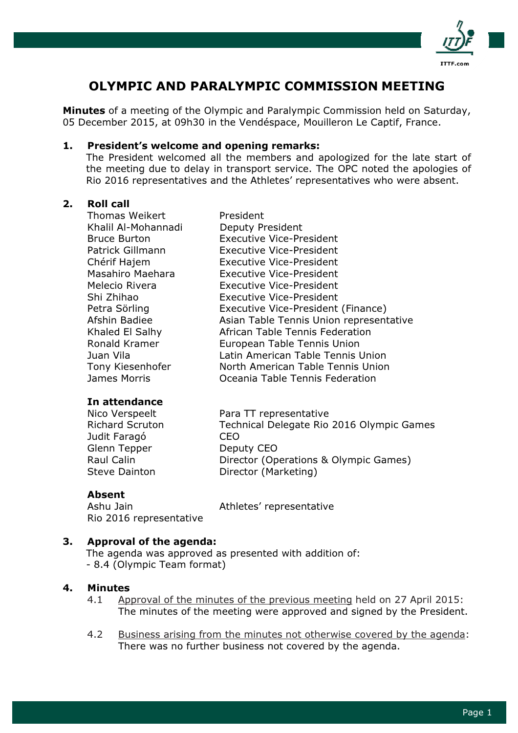# OLYMPIC AND PARALYMPIC COMMISSION MEETING

**Minutes** of a meeting of the Olympic and Paralympic Commission held on Saturday, 05 December 2015, at 09h30 in the Vendéspace, Mouilleron Le Captif, France.

## 1. President's welcome and opening remarks:

The President welcomed all the members and apologized for the late start of the meeting due to delay in transport service. The OPC noted the apologies of Rio 2016 representatives and the Athletes' representatives who were absent.

## 2. Roll call

| | |
|---|---|
| Thomas Weikert | President |
| Khalil Al-Mohannadi | Deputy President |
| Bruce Burton | Executive Vice-President |
| Patrick Gillmann | Executive Vice-President |
| Chérif Hajem | Executive Vice-President |
| Masahiro Maehara | Executive Vice-President |
| Melecio Rivera | Executive Vice-President |
| Shi Zhihao | Executive Vice-President |
| Petra Sörling | Executive Vice-President (Finance) |
| Afshin Badiee | Asian Table Tennis Union representative |
| Khaled El Salhy | African Table Tennis Federation |
| Ronald Kramer | European Table Tennis Union |
| Juan Vila | Latin American Table Tennis Union |
| Tony Kiesenhofer | North American Table Tennis Union |
| James Morris | Oceania Table Tennis Federation |

**In attendance**

| | |
|---|---|
| Nico Verspeelt | Para TT representative |
| Richard Scruton | Technical Delegate Rio 2016 Olympic Games |
| Judit Faragó | CEO |
| Glenn Tepper | Deputy CEO |
| Raul Calin | Director (Operations & Olympic Games) |
| Steve Dainton | Director (Marketing) |

**Absent**

| | |
|---|---|
| Ashu Jain | Athletes' representative |
| Rio 2016 representative | |

## 3. Approval of the agenda:

The agenda was approved as presented with addition of:
- 8.4 (Olympic Team format)

## 4. Minutes

4.1 Approval of the minutes of the previous meeting held on 27 April 2015: The minutes of the meeting were approved and signed by the President.

4.2 Business arising from the minutes not otherwise covered by the agenda: There was no further business not covered by the agenda.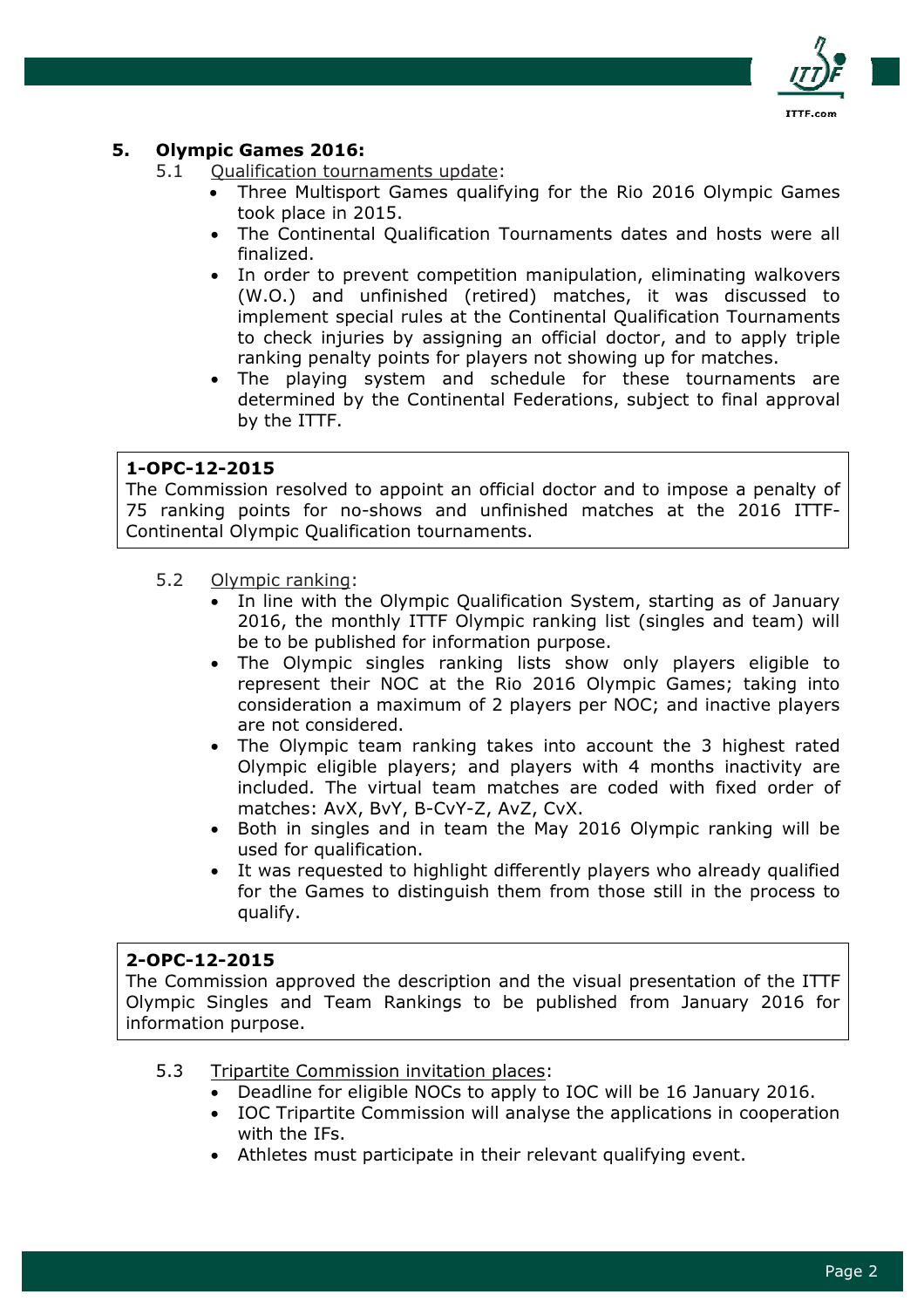## 5. Olympic Games 2016:

5.1 Qualification tournaments update:

- Three Multisport Games qualifying for the Rio 2016 Olympic Games took place in 2015.
- The Continental Qualification Tournaments dates and hosts were all finalized.
- In order to prevent competition manipulation, eliminating walkovers (W.O.) and unfinished (retired) matches, it was discussed to implement special rules at the Continental Qualification Tournaments to check injuries by assigning an official doctor, and to apply triple ranking penalty points for players not showing up for matches.
- The playing system and schedule for these tournaments are determined by the Continental Federations, subject to final approval by the ITTF.

> **1-OPC-12-2015**
> The Commission resolved to appoint an official doctor and to impose a penalty of 75 ranking points for no-shows and unfinished matches at the 2016 ITTF-Continental Olympic Qualification tournaments.

5.2 Olympic ranking:

- In line with the Olympic Qualification System, starting as of January 2016, the monthly ITTF Olympic ranking list (singles and team) will be to be published for information purpose.
- The Olympic singles ranking lists show only players eligible to represent their NOC at the Rio 2016 Olympic Games; taking into consideration a maximum of 2 players per NOC; and inactive players are not considered.
- The Olympic team ranking takes into account the 3 highest rated Olympic eligible players; and players with 4 months inactivity are included. The virtual team matches are coded with fixed order of matches: AvX, BvY, B-CvY-Z, AvZ, CvX.
- Both in singles and in team the May 2016 Olympic ranking will be used for qualification.
- It was requested to highlight differently players who already qualified for the Games to distinguish them from those still in the process to qualify.

> **2-OPC-12-2015**
> The Commission approved the description and the visual presentation of the ITTF Olympic Singles and Team Rankings to be published from January 2016 for information purpose.

5.3 Tripartite Commission invitation places:

- Deadline for eligible NOCs to apply to IOC will be 16 January 2016.
- IOC Tripartite Commission will analyse the applications in cooperation with the IFs.
- Athletes must participate in their relevant qualifying event.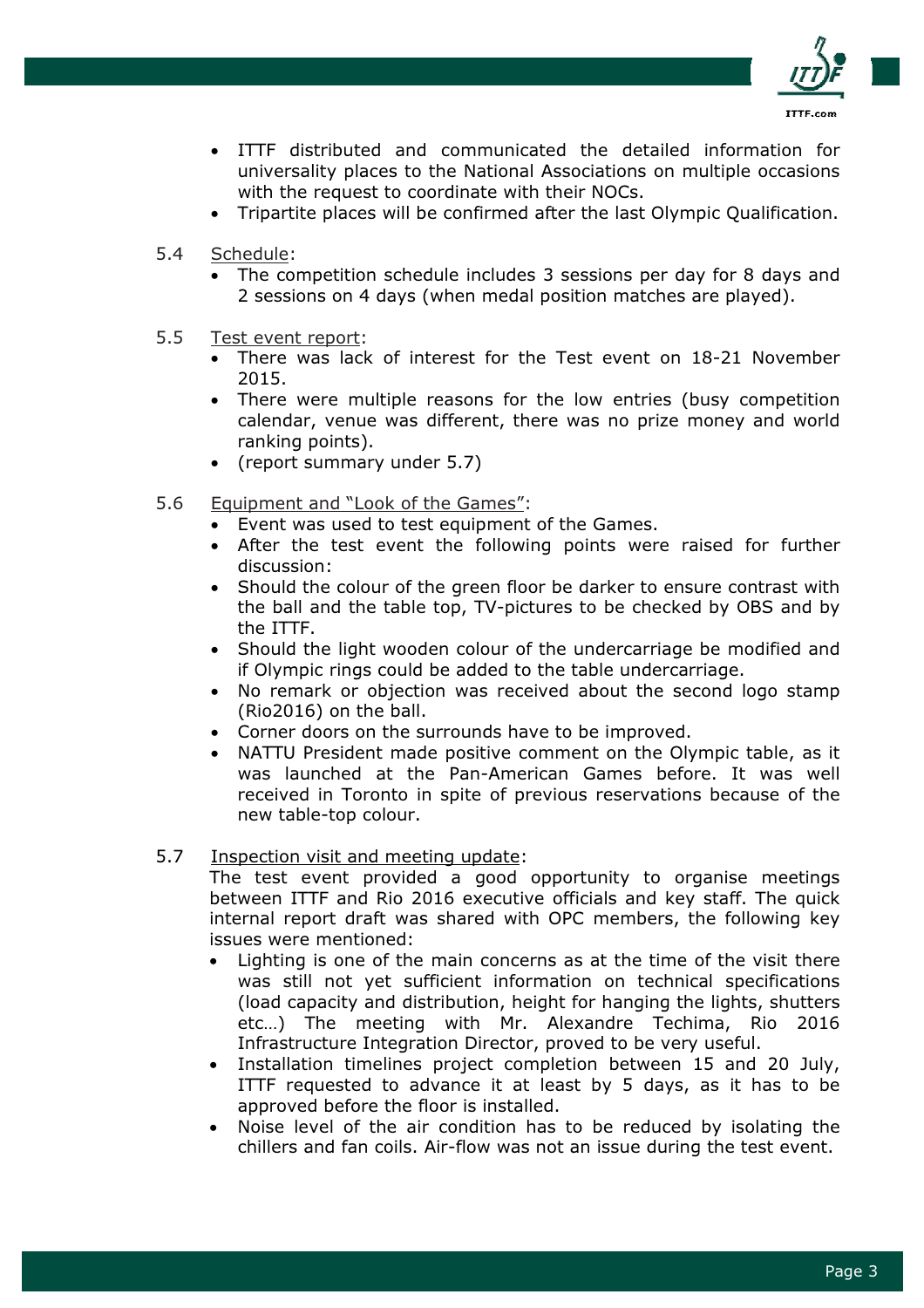- ITTF distributed and communicated the detailed information for universality places to the National Associations on multiple occasions with the request to coordinate with their NOCs.
- Tripartite places will be confirmed after the last Olympic Qualification.

5.4 Schedule:

- The competition schedule includes 3 sessions per day for 8 days and 2 sessions on 4 days (when medal position matches are played).

5.5 Test event report:

- There was lack of interest for the Test event on 18-21 November 2015.
- There were multiple reasons for the low entries (busy competition calendar, venue was different, there was no prize money and world ranking points).
- (report summary under 5.7)

5.6 Equipment and "Look of the Games":

- Event was used to test equipment of the Games.
- After the test event the following points were raised for further discussion:
- Should the colour of the green floor be darker to ensure contrast with the ball and the table top, TV-pictures to be checked by OBS and by the ITTF.
- Should the light wooden colour of the undercarriage be modified and if Olympic rings could be added to the table undercarriage.
- No remark or objection was received about the second logo stamp (Rio2016) on the ball.
- Corner doors on the surrounds have to be improved.
- NATTU President made positive comment on the Olympic table, as it was launched at the Pan-American Games before. It was well received in Toronto in spite of previous reservations because of the new table-top colour.

5.7 Inspection visit and meeting update:

The test event provided a good opportunity to organise meetings between ITTF and Rio 2016 executive officials and key staff. The quick internal report draft was shared with OPC members, the following key issues were mentioned:

- Lighting is one of the main concerns as at the time of the visit there was still not yet sufficient information on technical specifications (load capacity and distribution, height for hanging the lights, shutters etc…) The meeting with Mr. Alexandre Techima, Rio 2016 Infrastructure Integration Director, proved to be very useful.
- Installation timelines project completion between 15 and 20 July, ITTF requested to advance it at least by 5 days, as it has to be approved before the floor is installed.
- Noise level of the air condition has to be reduced by isolating the chillers and fan coils. Air-flow was not an issue during the test event.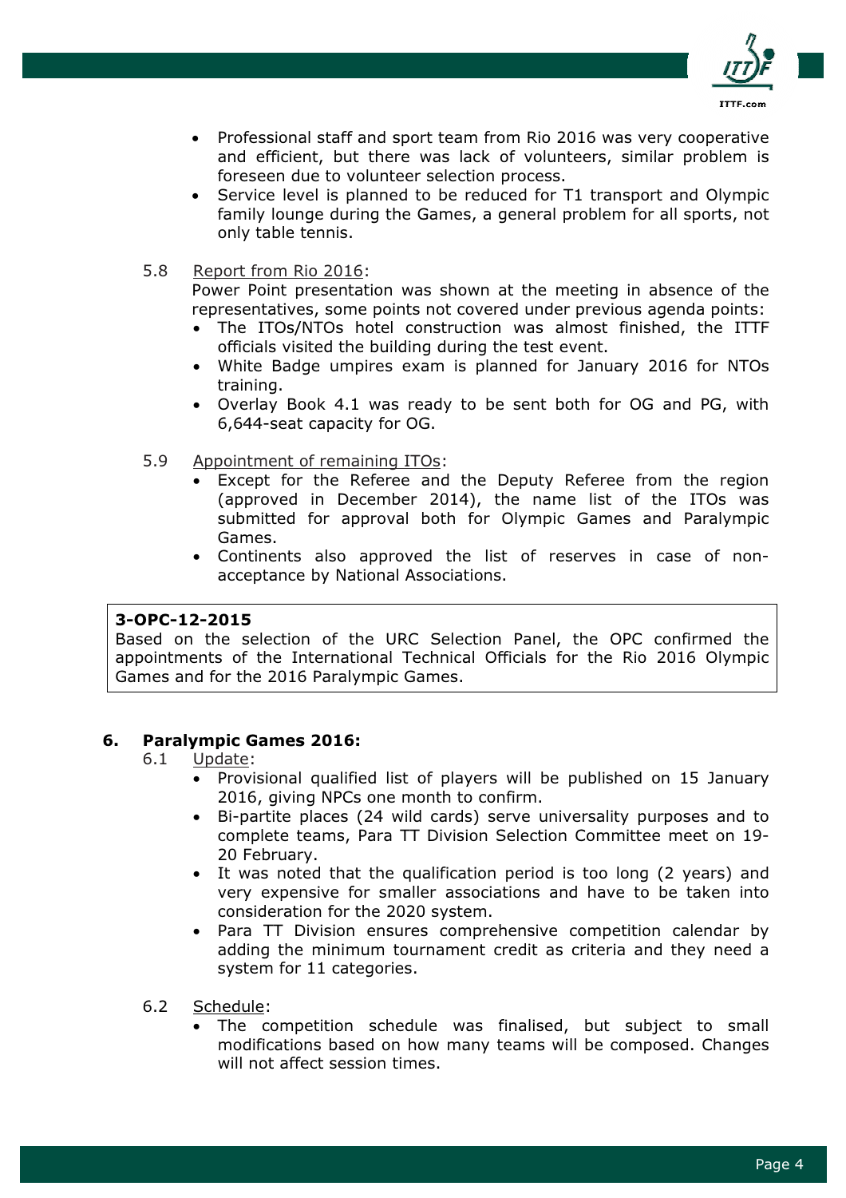- Professional staff and sport team from Rio 2016 was very cooperative and efficient, but there was lack of volunteers, similar problem is foreseen due to volunteer selection process.
- Service level is planned to be reduced for T1 transport and Olympic family lounge during the Games, a general problem for all sports, not only table tennis.

5.8 Report from Rio 2016:

Power Point presentation was shown at the meeting in absence of the representatives, some points not covered under previous agenda points:

- The ITOs/NTOs hotel construction was almost finished, the ITTF officials visited the building during the test event.
- White Badge umpires exam is planned for January 2016 for NTOs training.
- Overlay Book 4.1 was ready to be sent both for OG and PG, with 6,644-seat capacity for OG.

5.9 Appointment of remaining ITOs:

- Except for the Referee and the Deputy Referee from the region (approved in December 2014), the name list of the ITOs was submitted for approval both for Olympic Games and Paralympic Games.
- Continents also approved the list of reserves in case of non-acceptance by National Associations.

**3-OPC-12-2015**
Based on the selection of the URC Selection Panel, the OPC confirmed the appointments of the International Technical Officials for the Rio 2016 Olympic Games and for the 2016 Paralympic Games.

## 6. Paralympic Games 2016:

6.1 Update:

- Provisional qualified list of players will be published on 15 January 2016, giving NPCs one month to confirm.
- Bi-partite places (24 wild cards) serve universality purposes and to complete teams, Para TT Division Selection Committee meet on 19-20 February.
- It was noted that the qualification period is too long (2 years) and very expensive for smaller associations and have to be taken into consideration for the 2020 system.
- Para TT Division ensures comprehensive competition calendar by adding the minimum tournament credit as criteria and they need a system for 11 categories.

6.2 Schedule:

- The competition schedule was finalised, but subject to small modifications based on how many teams will be composed. Changes will not affect session times.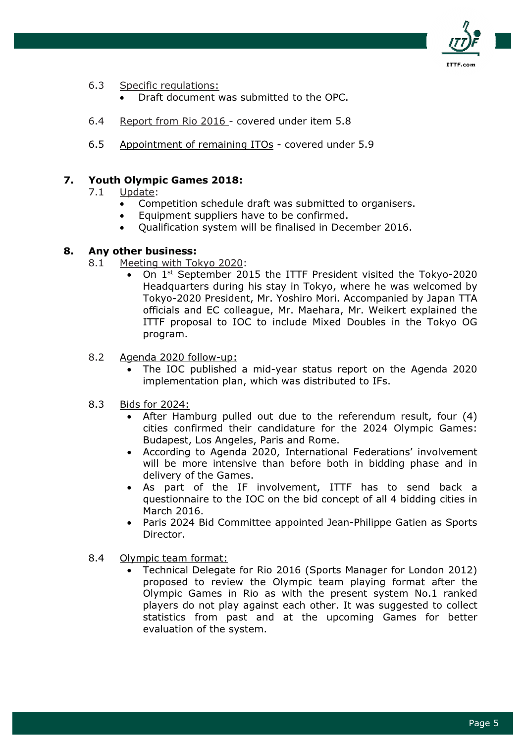6.3 Specific regulations:

- Draft document was submitted to the OPC.

6.4 Report from Rio 2016 - covered under item 5.8

6.5 Appointment of remaining ITOs - covered under 5.9

## 7. Youth Olympic Games 2018:

7.1 Update:

- Competition schedule draft was submitted to organisers.
- Equipment suppliers have to be confirmed.
- Qualification system will be finalised in December 2016.

## 8. Any other business:

8.1 Meeting with Tokyo 2020:

- On 1st September 2015 the ITTF President visited the Tokyo-2020 Headquarters during his stay in Tokyo, where he was welcomed by Tokyo-2020 President, Mr. Yoshiro Mori. Accompanied by Japan TTA officials and EC colleague, Mr. Maehara, Mr. Weikert explained the ITTF proposal to IOC to include Mixed Doubles in the Tokyo OG program.

8.2 Agenda 2020 follow-up:

- The IOC published a mid-year status report on the Agenda 2020 implementation plan, which was distributed to IFs.

8.3 Bids for 2024:

- After Hamburg pulled out due to the referendum result, four (4) cities confirmed their candidature for the 2024 Olympic Games: Budapest, Los Angeles, Paris and Rome.
- According to Agenda 2020, International Federations' involvement will be more intensive than before both in bidding phase and in delivery of the Games.
- As part of the IF involvement, ITTF has to send back a questionnaire to the IOC on the bid concept of all 4 bidding cities in March 2016.
- Paris 2024 Bid Committee appointed Jean-Philippe Gatien as Sports Director.

8.4 Olympic team format:

- Technical Delegate for Rio 2016 (Sports Manager for London 2012) proposed to review the Olympic team playing format after the Olympic Games in Rio as with the present system No.1 ranked players do not play against each other. It was suggested to collect statistics from past and at the upcoming Games for better evaluation of the system.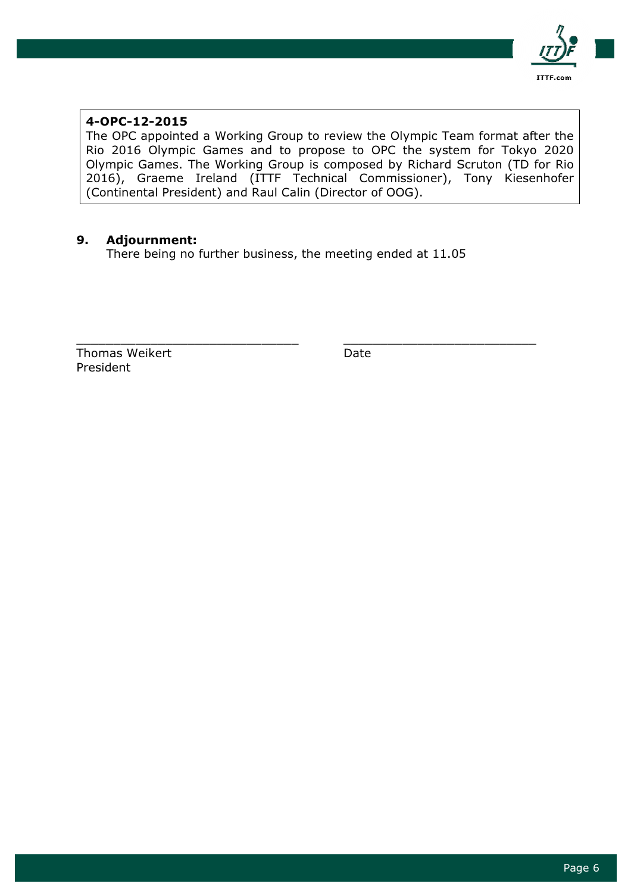**4-OPC-12-2015**
The OPC appointed a Working Group to review the Olympic Team format after the Rio 2016 Olympic Games and to propose to OPC the system for Tokyo 2020 Olympic Games. The Working Group is composed by Richard Scruton (TD for Rio 2016), Graeme Ireland (ITTF Technical Commissioner), Tony Kiesenhofer (Continental President) and Raul Calin (Director of OOG).

## 9. Adjournment:

There being no further business, the meeting ended at 11.05

______________________________ ______________________________

Thomas Weikert Date
President